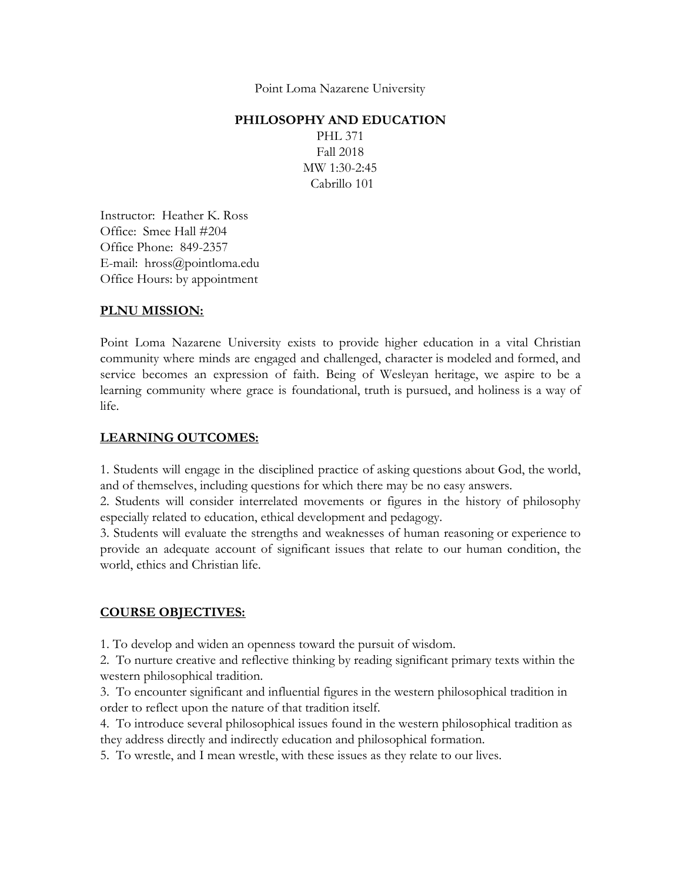Point Loma Nazarene University

# PHILOSOPHY AND EDUCATION

PHL 371
Fall 2018
MW 1:30-2:45
Cabrillo 101

Instructor: Heather K. Ross
Office: Smee Hall #204
Office Phone: 849-2357
E-mail: hross@pointloma.edu
Office Hours: by appointment

## PLNU MISSION:

Point Loma Nazarene University exists to provide higher education in a vital Christian community where minds are engaged and challenged, character is modeled and formed, and service becomes an expression of faith. Being of Wesleyan heritage, we aspire to be a learning community where grace is foundational, truth is pursued, and holiness is a way of life.

## LEARNING OUTCOMES:

1. Students will engage in the disciplined practice of asking questions about God, the world, and of themselves, including questions for which there may be no easy answers.
2. Students will consider interrelated movements or figures in the history of philosophy especially related to education, ethical development and pedagogy.
3. Students will evaluate the strengths and weaknesses of human reasoning or experience to provide an adequate account of significant issues that relate to our human condition, the world, ethics and Christian life.

## COURSE OBJECTIVES:

1. To develop and widen an openness toward the pursuit of wisdom.
2. To nurture creative and reflective thinking by reading significant primary texts within the western philosophical tradition.
3. To encounter significant and influential figures in the western philosophical tradition in order to reflect upon the nature of that tradition itself.
4. To introduce several philosophical issues found in the western philosophical tradition as they address directly and indirectly education and philosophical formation.
5. To wrestle, and I mean wrestle, with these issues as they relate to our lives.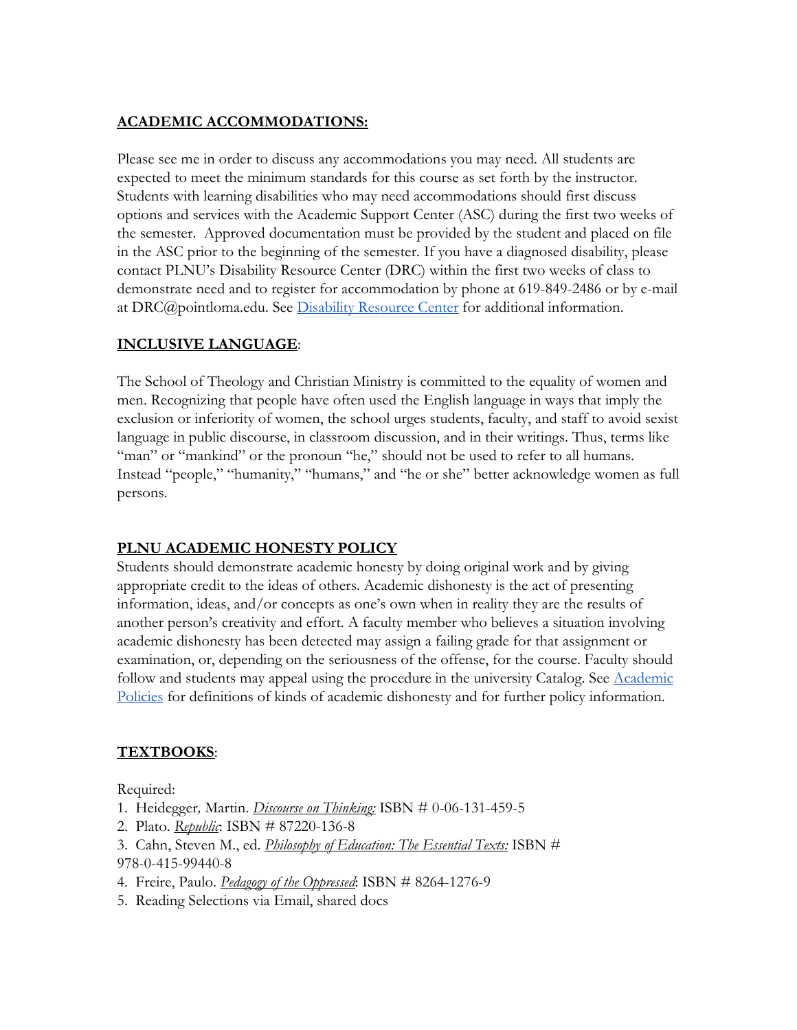## **ACADEMIC ACCOMMODATIONS:**

Please see me in order to discuss any accommodations you may need. All students are expected to meet the minimum standards for this course as set forth by the instructor. Students with learning disabilities who may need accommodations should first discuss options and services with the Academic Support Center (ASC) during the first two weeks of the semester. Approved documentation must be provided by the student and placed on file in the ASC prior to the beginning of the semester. If you have a diagnosed disability, please contact PLNU's Disability Resource Center (DRC) within the first two weeks of class to demonstrate need and to register for accommodation by phone at 619-849-2486 or by e-mail at DRC@pointloma.edu. See [Disability Resource Center]() for additional information.

## **INCLUSIVE LANGUAGE**:

The School of Theology and Christian Ministry is committed to the equality of women and men. Recognizing that people have often used the English language in ways that imply the exclusion or inferiority of women, the school urges students, faculty, and staff to avoid sexist language in public discourse, in classroom discussion, and in their writings. Thus, terms like "man" or "mankind" or the pronoun "he," should not be used to refer to all humans. Instead "people," "humanity," "humans," and "he or she" better acknowledge women as full persons.

## **PLNU ACADEMIC HONESTY POLICY**

Students should demonstrate academic honesty by doing original work and by giving appropriate credit to the ideas of others. Academic dishonesty is the act of presenting information, ideas, and/or concepts as one's own when in reality they are the results of another person's creativity and effort. A faculty member who believes a situation involving academic dishonesty has been detected may assign a failing grade for that assignment or examination, or, depending on the seriousness of the offense, for the course. Faculty should follow and students may appeal using the procedure in the university Catalog. See [Academic Policies]() for definitions of kinds of academic dishonesty and for further policy information.

## **TEXTBOOKS**:

Required:

1. Heidegger, Martin. *Discourse on Thinking:* ISBN # 0-06-131-459-5
2. Plato. *Republic*: ISBN # 87220-136-8
3. Cahn, Steven M., ed. *Philosophy of Education: The Essential Texts:* ISBN # 978-0-415-99440-8
4. Freire, Paulo. *Pedagogy of the Oppressed*: ISBN # 8264-1276-9
5. Reading Selections via Email, shared docs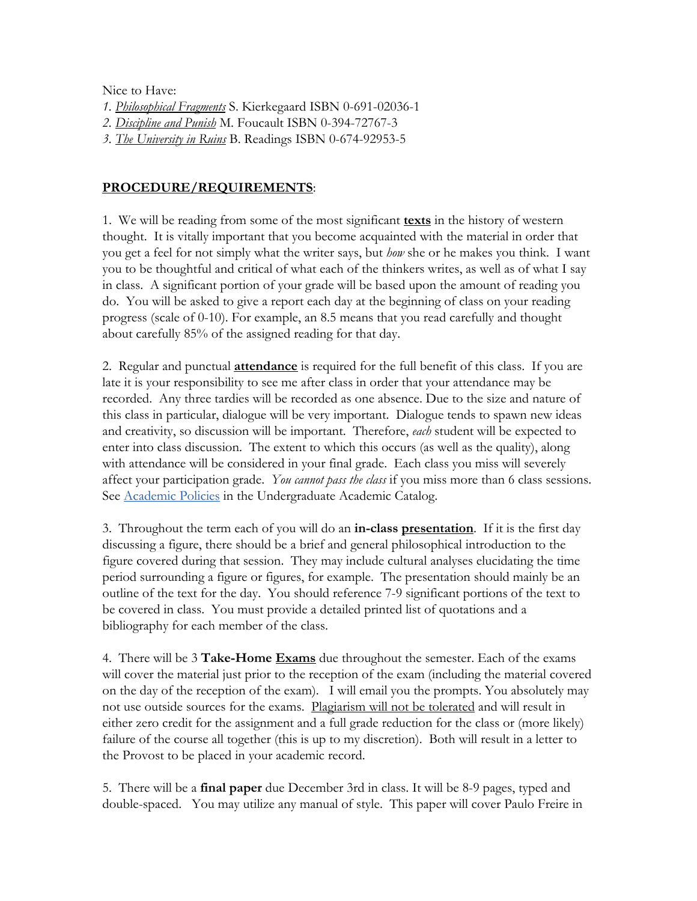Nice to Have:

1. *Philosophical Fragments* S. Kierkegaard ISBN 0-691-02036-1
2. *Discipline and Punish* M. Foucault ISBN 0-394-72767-3
3. *The University in Ruins* B. Readings ISBN 0-674-92953-5

## PROCEDURE/REQUIREMENTS:

1. We will be reading from some of the most significant **texts** in the history of western thought. It is vitally important that you become acquainted with the material in order that you get a feel for not simply what the writer says, but *how* she or he makes you think. I want you to be thoughtful and critical of what each of the thinkers writes, as well as of what I say in class. A significant portion of your grade will be based upon the amount of reading you do. You will be asked to give a report each day at the beginning of class on your reading progress (scale of 0-10). For example, an 8.5 means that you read carefully and thought about carefully 85% of the assigned reading for that day.

2. Regular and punctual **attendance** is required for the full benefit of this class. If you are late it is your responsibility to see me after class in order that your attendance may be recorded. Any three tardies will be recorded as one absence. Due to the size and nature of this class in particular, dialogue will be very important. Dialogue tends to spawn new ideas and creativity, so discussion will be important. Therefore, *each* student will be expected to enter into class discussion. The extent to which this occurs (as well as the quality), along with attendance will be considered in your final grade. Each class you miss will severely affect your participation grade. *You cannot pass the class* if you miss more than 6 class sessions. See Academic Policies in the Undergraduate Academic Catalog.

3. Throughout the term each of you will do an **in-class presentation**. If it is the first day discussing a figure, there should be a brief and general philosophical introduction to the figure covered during that session. They may include cultural analyses elucidating the time period surrounding a figure or figures, for example. The presentation should mainly be an outline of the text for the day. You should reference 7-9 significant portions of the text to be covered in class. You must provide a detailed printed list of quotations and a bibliography for each member of the class.

4. There will be 3 **Take-Home Exams** due throughout the semester. Each of the exams will cover the material just prior to the reception of the exam (including the material covered on the day of the reception of the exam). I will email you the prompts. You absolutely may not use outside sources for the exams. Plagiarism will not be tolerated and will result in either zero credit for the assignment and a full grade reduction for the class or (more likely) failure of the course all together (this is up to my discretion). Both will result in a letter to the Provost to be placed in your academic record.

5. There will be a **final paper** due December 3rd in class. It will be 8-9 pages, typed and double-spaced. You may utilize any manual of style. This paper will cover Paulo Freire in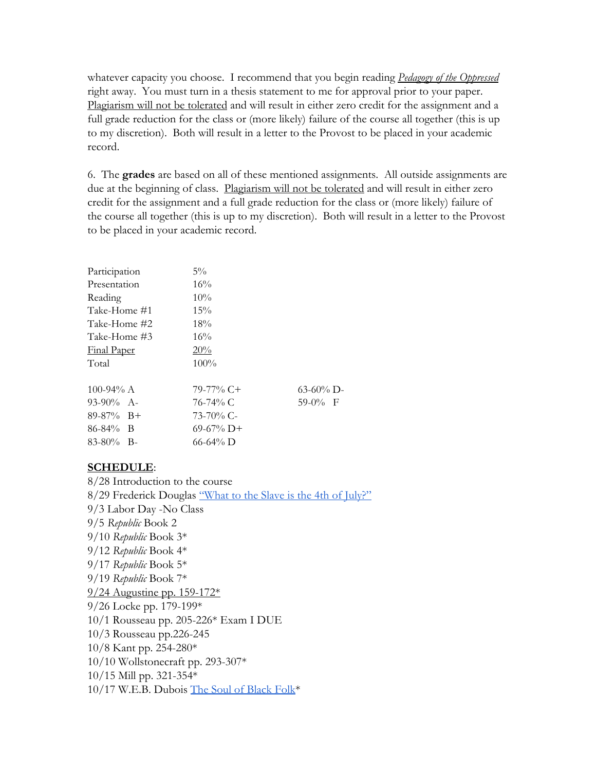whatever capacity you choose. I recommend that you begin reading *Pedagogy of the Oppressed* right away. You must turn in a thesis statement to me for approval prior to your paper. Plagiarism will not be tolerated and will result in either zero credit for the assignment and a full grade reduction for the class or (more likely) failure of the course all together (this is up to my discretion). Both will result in a letter to the Provost to be placed in your academic record.

6. The **grades** are based on all of these mentioned assignments. All outside assignments are due at the beginning of class. Plagiarism will not be tolerated and will result in either zero credit for the assignment and a full grade reduction for the class or (more likely) failure of the course all together (this is up to my discretion). Both will result in a letter to the Provost to be placed in your academic record.

| | |
|---|---|
| Participation | 5% |
| Presentation | 16% |
| Reading | 10% |
| Take-Home #1 | 15% |
| Take-Home #2 | 18% |
| Take-Home #3 | 16% |
| Final Paper | 20% |
| Total | 100% |

| | | |
|---|---|---|
| 100-94% A | 79-77% C+ | 63-60% D- |
| 93-90% A- | 76-74% C | 59-0% F |
| 89-87% B+ | 73-70% C- | |
| 86-84% B | 69-67% D+ | |
| 83-80% B- | 66-64% D | |

**SCHEDULE**:

8/28 Introduction to the course  
8/29 Frederick Douglas "What to the Slave is the 4th of July?"  
9/3 Labor Day -No Class  
9/5 *Republic* Book 2  
9/10 *Republic* Book 3*  
9/12 *Republic* Book 4*  
9/17 *Republic* Book 5*  
9/19 *Republic* Book 7*  
9/24 Augustine pp. 159-172*  
9/26 Locke pp. 179-199*  
10/1 Rousseau pp. 205-226* Exam I DUE  
10/3 Rousseau pp.226-245  
10/8 Kant pp. 254-280*  
10/10 Wollstonecraft pp. 293-307*  
10/15 Mill pp. 321-354*  
10/17 W.E.B. Dubois The Soul of Black Folk*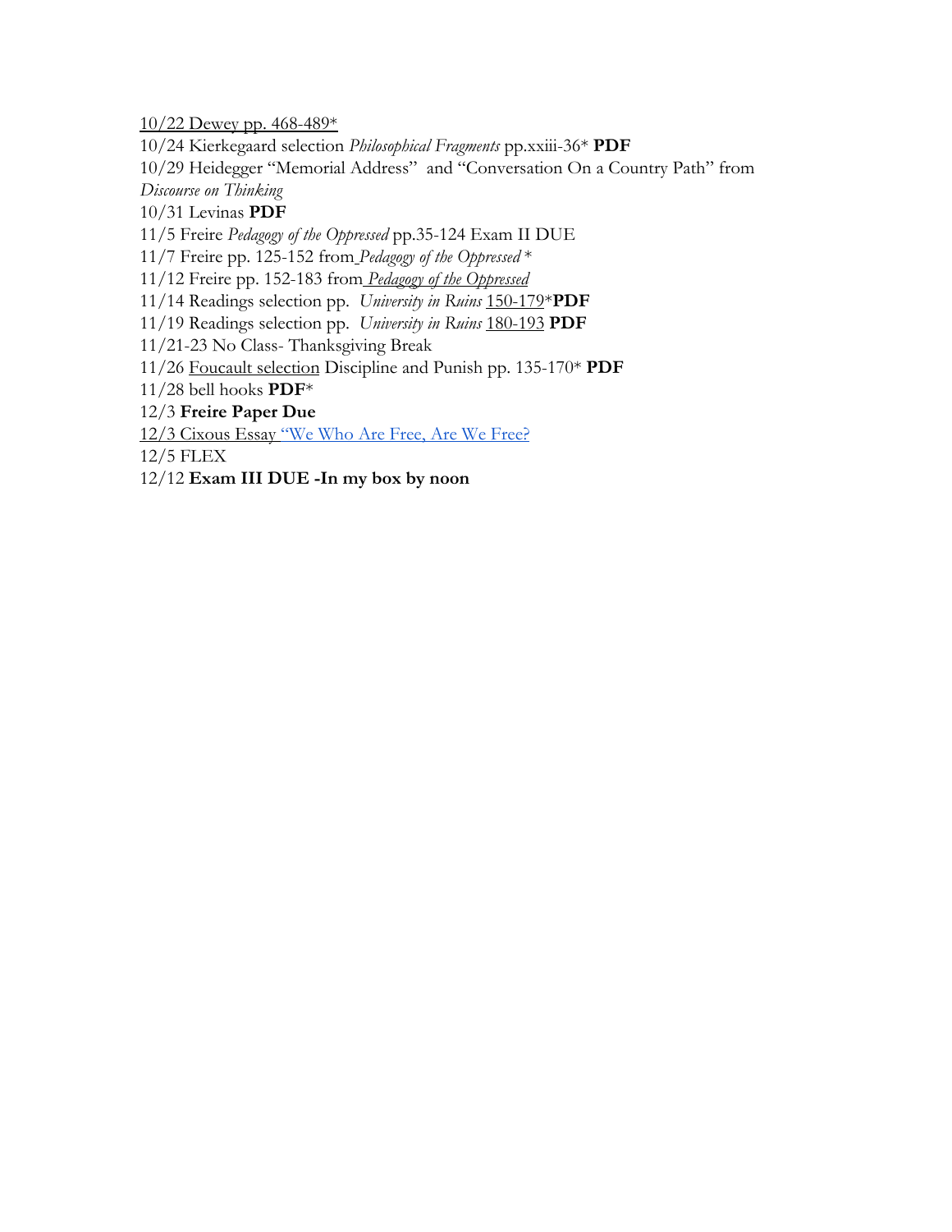10/22 Dewey pp. 468-489*

10/24 Kierkegaard selection *Philosophical Fragments* pp.xxiii-36* **PDF**

10/29 Heidegger "Memorial Address" and "Conversation On a Country Path" from *Discourse on Thinking*

10/31 Levinas **PDF**

11/5 Freire *Pedagogy of the Oppressed* pp.35-124 Exam II DUE

11/7 Freire pp. 125-152 from *Pedagogy of the Oppressed* *

11/12 Freire pp. 152-183 from *Pedagogy of the Oppressed*

11/14 Readings selection pp. *University in Ruins* 150-179***PDF**

11/19 Readings selection pp. *University in Ruins* 180-193 **PDF**

11/21-23 No Class- Thanksgiving Break

11/26 Foucault selection Discipline and Punish pp. 135-170* **PDF**

11/28 bell hooks **PDF***

12/3 **Freire Paper Due**

12/3 Cixous Essay "We Who Are Free, Are We Free?

12/5 FLEX

12/12 **Exam III DUE -In my box by noon**